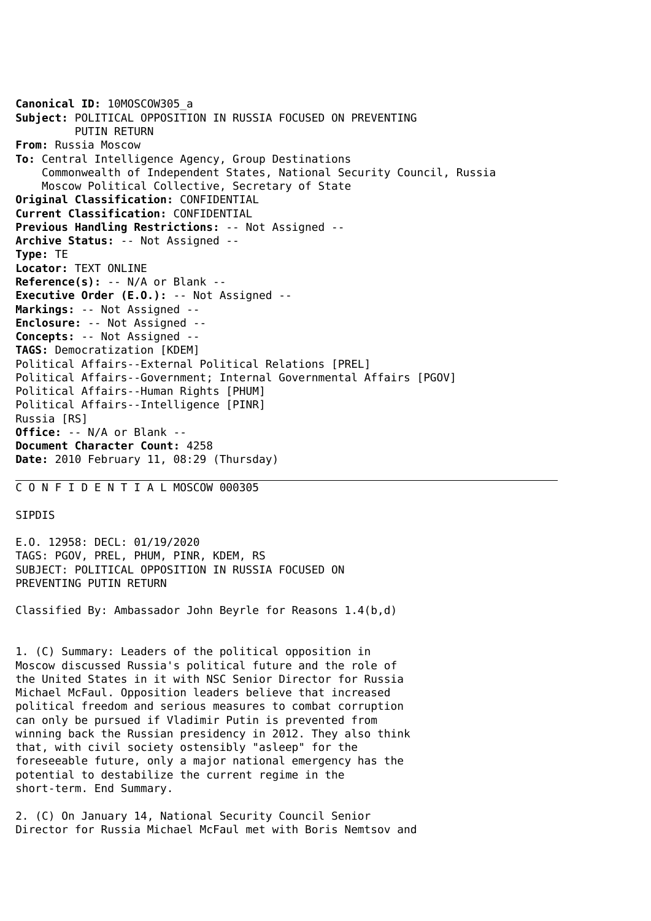**Canonical ID:** 10MOSCOW305_a
**Subject:** POLITICAL OPPOSITION IN RUSSIA FOCUSED ON PREVENTING PUTIN RETURN
**From:** Russia Moscow
**To:** Central Intelligence Agency, Group Destinations Commonwealth of Independent States, National Security Council, Russia Moscow Political Collective, Secretary of State
**Original Classification:** CONFIDENTIAL
**Current Classification:** CONFIDENTIAL
**Previous Handling Restrictions:** -- Not Assigned --
**Archive Status:** -- Not Assigned --
**Type:** TE
**Locator:** TEXT ONLINE
**Reference(s):** -- N/A or Blank --
**Executive Order (E.O.):** -- Not Assigned --
**Markings:** -- Not Assigned --
**Enclosure:** -- Not Assigned --
**Concepts:** -- Not Assigned --
**TAGS:** Democratization [KDEM]
Political Affairs--External Political Relations [PREL]
Political Affairs--Government; Internal Governmental Affairs [PGOV]
Political Affairs--Human Rights [PHUM]
Political Affairs--Intelligence [PINR]
Russia [RS]
**Office:** -- N/A or Blank --
**Document Character Count:** 4258
**Date:** 2010 February 11, 08:29 (Thursday)

---

C O N F I D E N T I A L MOSCOW 000305

SIPDIS

E.O. 12958: DECL: 01/19/2020
TAGS: PGOV, PREL, PHUM, PINR, KDEM, RS
SUBJECT: POLITICAL OPPOSITION IN RUSSIA FOCUSED ON PREVENTING PUTIN RETURN

Classified By: Ambassador John Beyrle for Reasons 1.4(b,d)

1. (C) Summary: Leaders of the political opposition in Moscow discussed Russia's political future and the role of the United States in it with NSC Senior Director for Russia Michael McFaul. Opposition leaders believe that increased political freedom and serious measures to combat corruption can only be pursued if Vladimir Putin is prevented from winning back the Russian presidency in 2012. They also think that, with civil society ostensibly "asleep" for the foreseeable future, only a major national emergency has the potential to destabilize the current regime in the short-term. End Summary.

2. (C) On January 14, National Security Council Senior Director for Russia Michael McFaul met with Boris Nemtsov and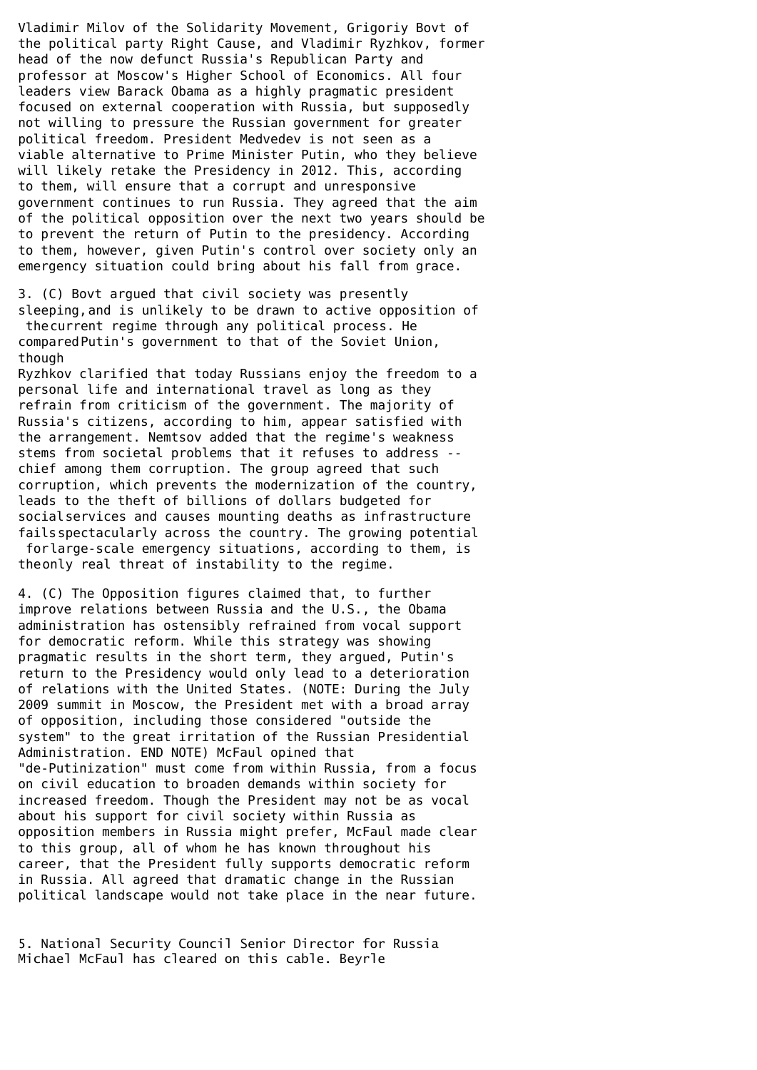Vladimir Milov of the Solidarity Movement, Grigoriy Bovt of the political party Right Cause, and Vladimir Ryzhkov, former head of the now defunct Russia's Republican Party and professor at Moscow's Higher School of Economics. All four leaders view Barack Obama as a highly pragmatic president focused on external cooperation with Russia, but supposedly not willing to pressure the Russian government for greater political freedom. President Medvedev is not seen as a viable alternative to Prime Minister Putin, who they believe will likely retake the Presidency in 2012. This, according to them, will ensure that a corrupt and unresponsive government continues to run Russia. They agreed that the aim of the political opposition over the next two years should be to prevent the return of Putin to the presidency. According to them, however, given Putin's control over society only an emergency situation could bring about his fall from grace.

3. (C) Bovt argued that civil society was presently sleeping,and is unlikely to be drawn to active opposition of thecurrent regime through any political process. He comparedPutin's government to that of the Soviet Union, though Ryzhkov clarified that today Russians enjoy the freedom to a personal life and international travel as long as they refrain from criticism of the government. The majority of Russia's citizens, according to him, appear satisfied with the arrangement. Nemtsov added that the regime's weakness stems from societal problems that it refuses to address -- chief among them corruption. The group agreed that such corruption, which prevents the modernization of the country, leads to the theft of billions of dollars budgeted for socialservices and causes mounting deaths as infrastructure failsspectacularly across the country. The growing potential forlarge-scale emergency situations, according to them, is theonly real threat of instability to the regime.

4. (C) The Opposition figures claimed that, to further improve relations between Russia and the U.S., the Obama administration has ostensibly refrained from vocal support for democratic reform. While this strategy was showing pragmatic results in the short term, they argued, Putin's return to the Presidency would only lead to a deterioration of relations with the United States. (NOTE: During the July 2009 summit in Moscow, the President met with a broad array of opposition, including those considered "outside the system" to the great irritation of the Russian Presidential Administration. END NOTE) McFaul opined that "de-Putinization" must come from within Russia, from a focus on civil education to broaden demands within society for increased freedom. Though the President may not be as vocal about his support for civil society within Russia as opposition members in Russia might prefer, McFaul made clear to this group, all of whom he has known throughout his career, that the President fully supports democratic reform in Russia. All agreed that dramatic change in the Russian political landscape would not take place in the near future.

5. National Security Council Senior Director for Russia Michael McFaul has cleared on this cable. Beyrle